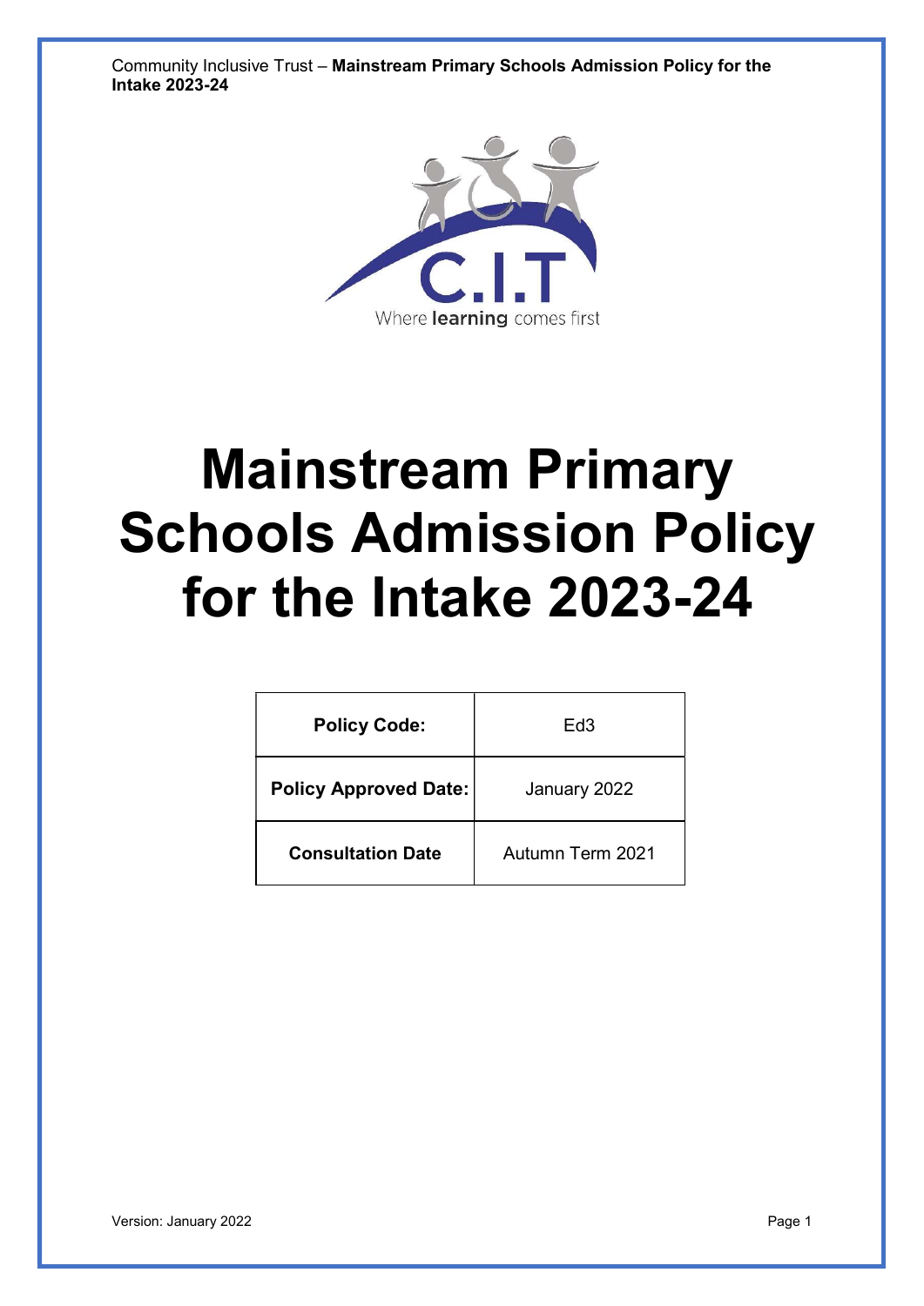C.I.T

Where **learning** comes first

# Mainstream Primary Schools Admission Policy for the Intake 2023-24

| **Policy Code:** | Ed3 |
|---|---|
| **Policy Approved Date:** | January 2022 |
| **Consultation Date** | Autumn Term 2021 |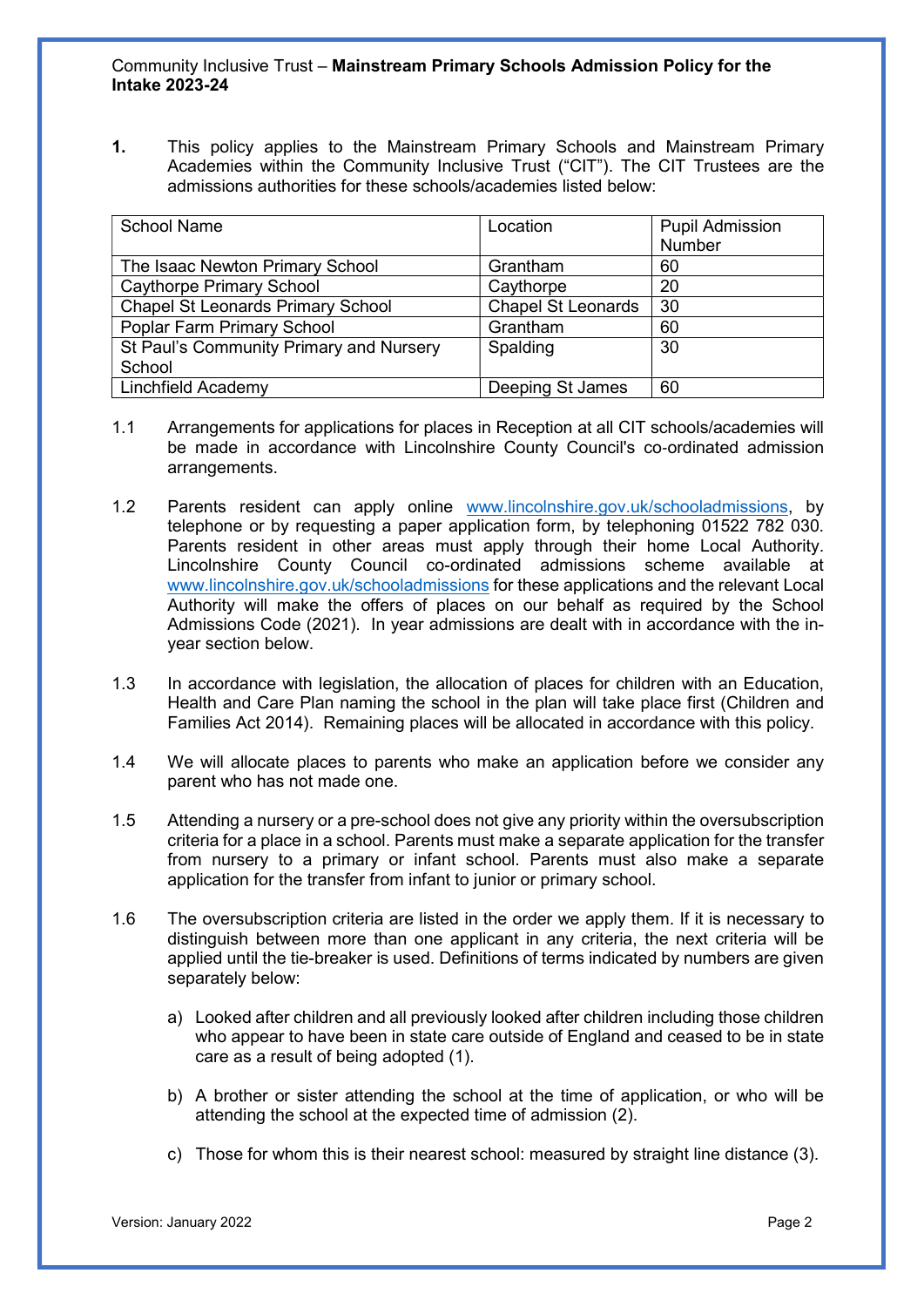Community Inclusive Trust – **Mainstream Primary Schools Admission Policy for the Intake 2023-24**

**1.** This policy applies to the Mainstream Primary Schools and Mainstream Primary Academies within the Community Inclusive Trust ("CIT"). The CIT Trustees are the admissions authorities for these schools/academies listed below:

| School Name | Location | Pupil Admission Number |
|---|---|---|
| The Isaac Newton Primary School | Grantham | 60 |
| Caythorpe Primary School | Caythorpe | 20 |
| Chapel St Leonards Primary School | Chapel St Leonards | 30 |
| Poplar Farm Primary School | Grantham | 60 |
| St Paul's Community Primary and Nursery School | Spalding | 30 |
| Linchfield Academy | Deeping St James | 60 |

1.1 Arrangements for applications for places in Reception at all CIT schools/academies will be made in accordance with Lincolnshire County Council's co-ordinated admission arrangements.

1.2 Parents resident can apply online www.lincolnshire.gov.uk/schooladmissions, by telephone or by requesting a paper application form, by telephoning 01522 782 030. Parents resident in other areas must apply through their home Local Authority. Lincolnshire County Council co-ordinated admissions scheme available at www.lincolnshire.gov.uk/schooladmissions for these applications and the relevant Local Authority will make the offers of places on our behalf as required by the School Admissions Code (2021). In year admissions are dealt with in accordance with the in-year section below.

1.3 In accordance with legislation, the allocation of places for children with an Education, Health and Care Plan naming the school in the plan will take place first (Children and Families Act 2014). Remaining places will be allocated in accordance with this policy.

1.4 We will allocate places to parents who make an application before we consider any parent who has not made one.

1.5 Attending a nursery or a pre-school does not give any priority within the oversubscription criteria for a place in a school. Parents must make a separate application for the transfer from nursery to a primary or infant school. Parents must also make a separate application for the transfer from infant to junior or primary school.

1.6 The oversubscription criteria are listed in the order we apply them. If it is necessary to distinguish between more than one applicant in any criteria, the next criteria will be applied until the tie-breaker is used. Definitions of terms indicated by numbers are given separately below:

a) Looked after children and all previously looked after children including those children who appear to have been in state care outside of England and ceased to be in state care as a result of being adopted (1).

b) A brother or sister attending the school at the time of application, or who will be attending the school at the expected time of admission (2).

c) Those for whom this is their nearest school: measured by straight line distance (3).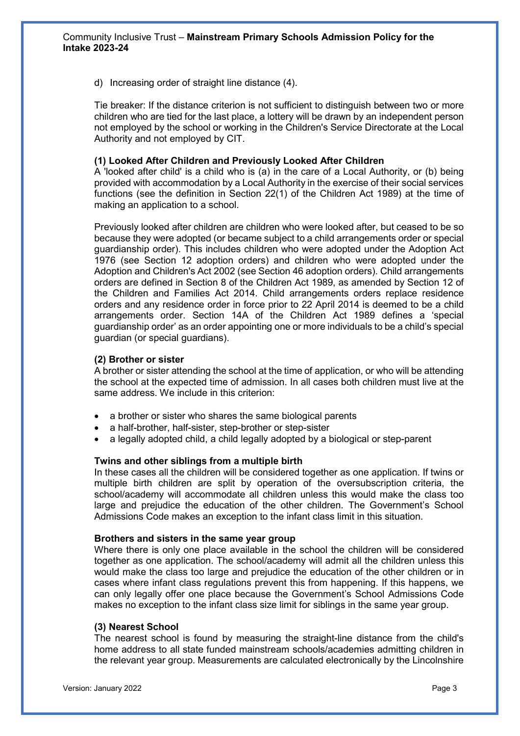d) Increasing order of straight line distance (4).

Tie breaker: If the distance criterion is not sufficient to distinguish between two or more children who are tied for the last place, a lottery will be drawn by an independent person not employed by the school or working in the Children's Service Directorate at the Local Authority and not employed by CIT.

**(1) Looked After Children and Previously Looked After Children**

A 'looked after child' is a child who is (a) in the care of a Local Authority, or (b) being provided with accommodation by a Local Authority in the exercise of their social services functions (see the definition in Section 22(1) of the Children Act 1989) at the time of making an application to a school.

Previously looked after children are children who were looked after, but ceased to be so because they were adopted (or became subject to a child arrangements order or special guardianship order). This includes children who were adopted under the Adoption Act 1976 (see Section 12 adoption orders) and children who were adopted under the Adoption and Children's Act 2002 (see Section 46 adoption orders). Child arrangements orders are defined in Section 8 of the Children Act 1989, as amended by Section 12 of the Children and Families Act 2014. Child arrangements orders replace residence orders and any residence order in force prior to 22 April 2014 is deemed to be a child arrangements order. Section 14A of the Children Act 1989 defines a 'special guardianship order' as an order appointing one or more individuals to be a child's special guardian (or special guardians).

**(2) Brother or sister**

A brother or sister attending the school at the time of application, or who will be attending the school at the expected time of admission. In all cases both children must live at the same address. We include in this criterion:

- a brother or sister who shares the same biological parents
- a half-brother, half-sister, step-brother or step-sister
- a legally adopted child, a child legally adopted by a biological or step-parent

**Twins and other siblings from a multiple birth**

In these cases all the children will be considered together as one application. If twins or multiple birth children are split by operation of the oversubscription criteria, the school/academy will accommodate all children unless this would make the class too large and prejudice the education of the other children. The Government's School Admissions Code makes an exception to the infant class limit in this situation.

**Brothers and sisters in the same year group**

Where there is only one place available in the school the children will be considered together as one application. The school/academy will admit all the children unless this would make the class too large and prejudice the education of the other children or in cases where infant class regulations prevent this from happening. If this happens, we can only legally offer one place because the Government's School Admissions Code makes no exception to the infant class size limit for siblings in the same year group.

**(3) Nearest School**

The nearest school is found by measuring the straight-line distance from the child's home address to all state funded mainstream schools/academies admitting children in the relevant year group. Measurements are calculated electronically by the Lincolnshire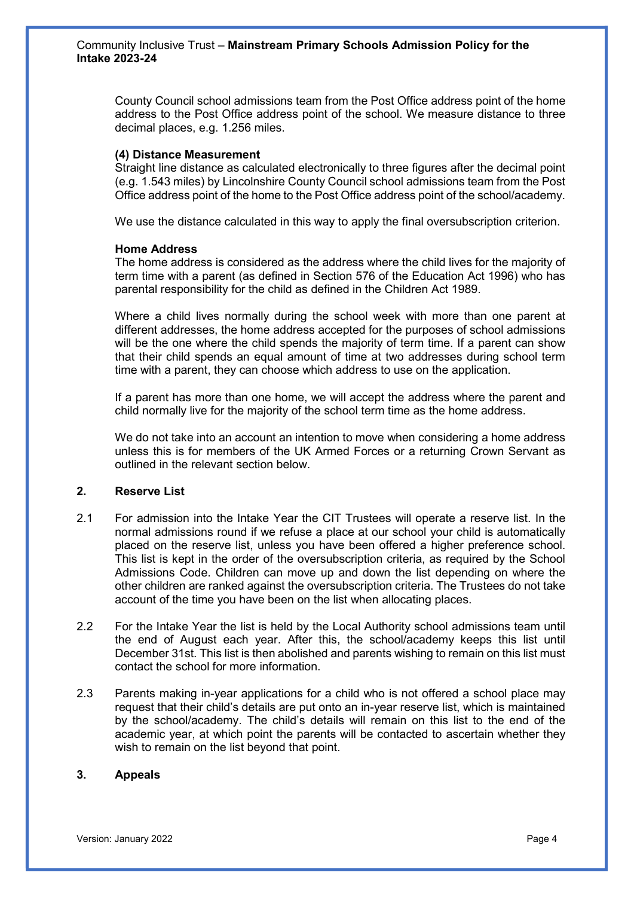County Council school admissions team from the Post Office address point of the home address to the Post Office address point of the school. We measure distance to three decimal places, e.g. 1.256 miles.

**(4) Distance Measurement**
Straight line distance as calculated electronically to three figures after the decimal point (e.g. 1.543 miles) by Lincolnshire County Council school admissions team from the Post Office address point of the home to the Post Office address point of the school/academy.

We use the distance calculated in this way to apply the final oversubscription criterion.

**Home Address**
The home address is considered as the address where the child lives for the majority of term time with a parent (as defined in Section 576 of the Education Act 1996) who has parental responsibility for the child as defined in the Children Act 1989.

Where a child lives normally during the school week with more than one parent at different addresses, the home address accepted for the purposes of school admissions will be the one where the child spends the majority of term time. If a parent can show that their child spends an equal amount of time at two addresses during school term time with a parent, they can choose which address to use on the application.

If a parent has more than one home, we will accept the address where the parent and child normally live for the majority of the school term time as the home address.

We do not take into an account an intention to move when considering a home address unless this is for members of the UK Armed Forces or a returning Crown Servant as outlined in the relevant section below.

## 2. Reserve List

2.1 For admission into the Intake Year the CIT Trustees will operate a reserve list. In the normal admissions round if we refuse a place at our school your child is automatically placed on the reserve list, unless you have been offered a higher preference school. This list is kept in the order of the oversubscription criteria, as required by the School Admissions Code. Children can move up and down the list depending on where the other children are ranked against the oversubscription criteria. The Trustees do not take account of the time you have been on the list when allocating places.

2.2 For the Intake Year the list is held by the Local Authority school admissions team until the end of August each year. After this, the school/academy keeps this list until December 31st. This list is then abolished and parents wishing to remain on this list must contact the school for more information.

2.3 Parents making in-year applications for a child who is not offered a school place may request that their child's details are put onto an in-year reserve list, which is maintained by the school/academy. The child's details will remain on this list to the end of the academic year, at which point the parents will be contacted to ascertain whether they wish to remain on the list beyond that point.

## 3. Appeals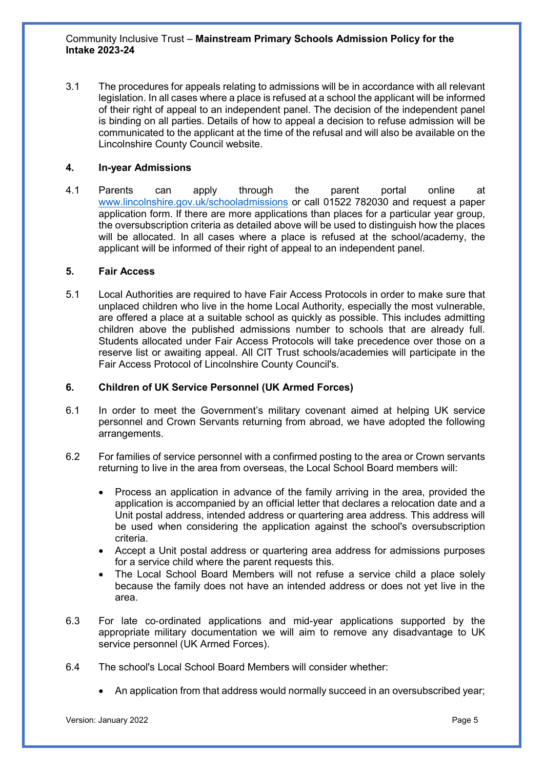3.1 The procedures for appeals relating to admissions will be in accordance with all relevant legislation. In all cases where a place is refused at a school the applicant will be informed of their right of appeal to an independent panel. The decision of the independent panel is binding on all parties. Details of how to appeal a decision to refuse admission will be communicated to the applicant at the time of the refusal and will also be available on the Lincolnshire County Council website.

## 4. In-year Admissions

4.1 Parents can apply through the parent portal online at www.lincolnshire.gov.uk/schooladmissions or call 01522 782030 and request a paper application form. If there are more applications than places for a particular year group, the oversubscription criteria as detailed above will be used to distinguish how the places will be allocated. In all cases where a place is refused at the school/academy, the applicant will be informed of their right of appeal to an independent panel.

## 5. Fair Access

5.1 Local Authorities are required to have Fair Access Protocols in order to make sure that unplaced children who live in the home Local Authority, especially the most vulnerable, are offered a place at a suitable school as quickly as possible. This includes admitting children above the published admissions number to schools that are already full. Students allocated under Fair Access Protocols will take precedence over those on a reserve list or awaiting appeal. All CIT Trust schools/academies will participate in the Fair Access Protocol of Lincolnshire County Council's.

## 6. Children of UK Service Personnel (UK Armed Forces)

6.1 In order to meet the Government's military covenant aimed at helping UK service personnel and Crown Servants returning from abroad, we have adopted the following arrangements.

6.2 For families of service personnel with a confirmed posting to the area or Crown servants returning to live in the area from overseas, the Local School Board members will:

- Process an application in advance of the family arriving in the area, provided the application is accompanied by an official letter that declares a relocation date and a Unit postal address, intended address or quartering area address. This address will be used when considering the application against the school's oversubscription criteria.
- Accept a Unit postal address or quartering area address for admissions purposes for a service child where the parent requests this.
- The Local School Board Members will not refuse a service child a place solely because the family does not have an intended address or does not yet live in the area.

6.3 For late co-ordinated applications and mid-year applications supported by the appropriate military documentation we will aim to remove any disadvantage to UK service personnel (UK Armed Forces).

6.4 The school's Local School Board Members will consider whether:

- An application from that address would normally succeed in an oversubscribed year;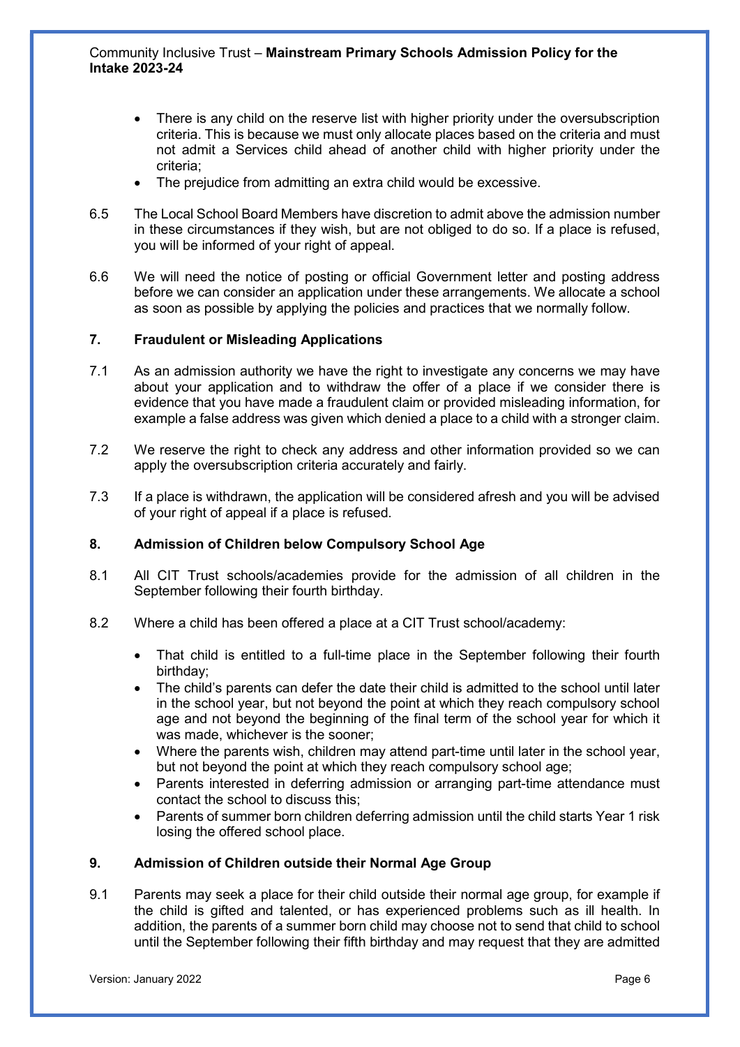- There is any child on the reserve list with higher priority under the oversubscription criteria. This is because we must only allocate places based on the criteria and must not admit a Services child ahead of another child with higher priority under the criteria;
- The prejudice from admitting an extra child would be excessive.

6.5 The Local School Board Members have discretion to admit above the admission number in these circumstances if they wish, but are not obliged to do so. If a place is refused, you will be informed of your right of appeal.

6.6 We will need the notice of posting or official Government letter and posting address before we can consider an application under these arrangements. We allocate a school as soon as possible by applying the policies and practices that we normally follow.

## 7. Fraudulent or Misleading Applications

7.1 As an admission authority we have the right to investigate any concerns we may have about your application and to withdraw the offer of a place if we consider there is evidence that you have made a fraudulent claim or provided misleading information, for example a false address was given which denied a place to a child with a stronger claim.

7.2 We reserve the right to check any address and other information provided so we can apply the oversubscription criteria accurately and fairly.

7.3 If a place is withdrawn, the application will be considered afresh and you will be advised of your right of appeal if a place is refused.

## 8. Admission of Children below Compulsory School Age

8.1 All CIT Trust schools/academies provide for the admission of all children in the September following their fourth birthday.

8.2 Where a child has been offered a place at a CIT Trust school/academy:

- That child is entitled to a full-time place in the September following their fourth birthday;
- The child's parents can defer the date their child is admitted to the school until later in the school year, but not beyond the point at which they reach compulsory school age and not beyond the beginning of the final term of the school year for which it was made, whichever is the sooner;
- Where the parents wish, children may attend part-time until later in the school year, but not beyond the point at which they reach compulsory school age;
- Parents interested in deferring admission or arranging part-time attendance must contact the school to discuss this;
- Parents of summer born children deferring admission until the child starts Year 1 risk losing the offered school place.

## 9. Admission of Children outside their Normal Age Group

9.1 Parents may seek a place for their child outside their normal age group, for example if the child is gifted and talented, or has experienced problems such as ill health. In addition, the parents of a summer born child may choose not to send that child to school until the September following their fifth birthday and may request that they are admitted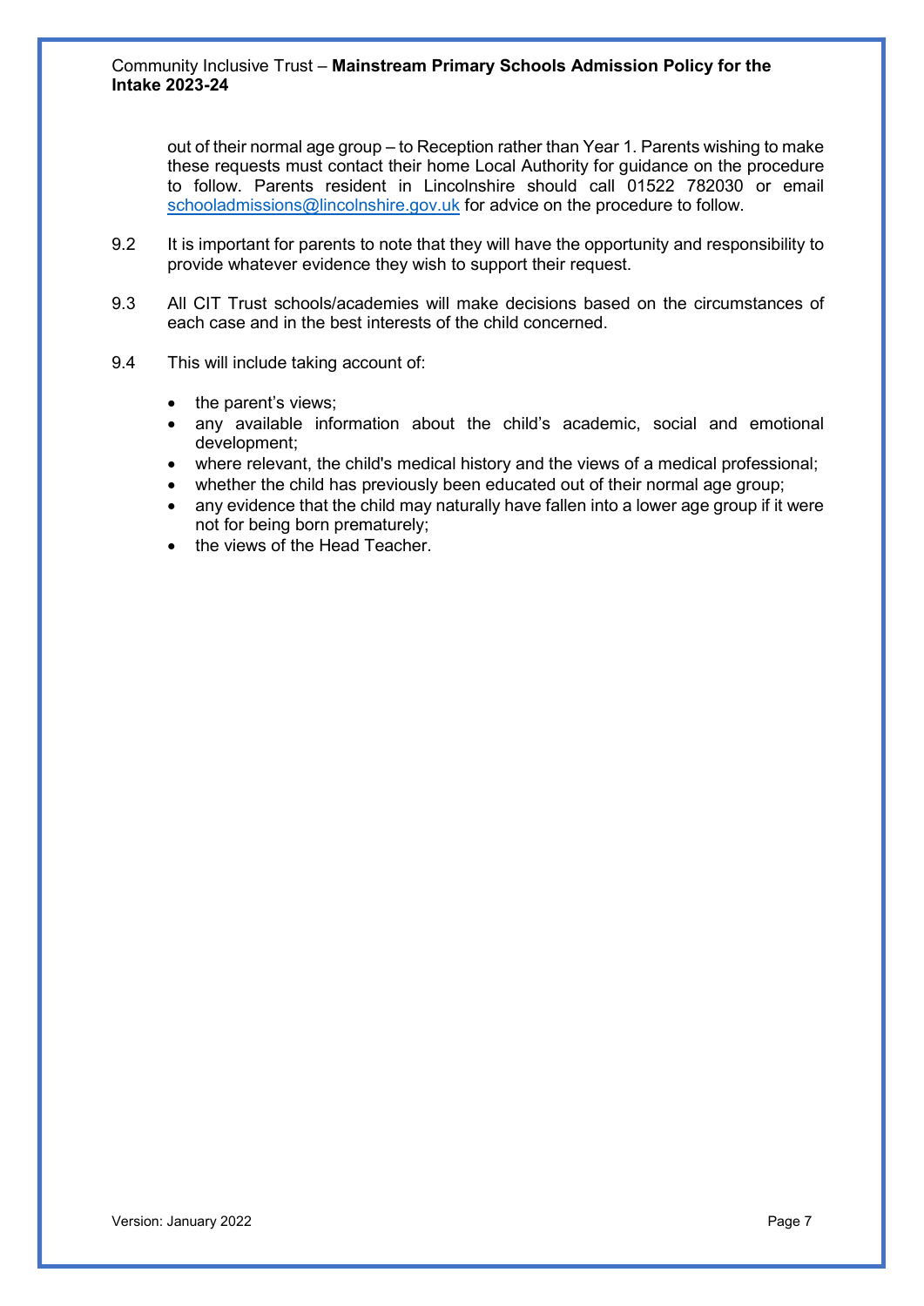out of their normal age group – to Reception rather than Year 1. Parents wishing to make these requests must contact their home Local Authority for guidance on the procedure to follow. Parents resident in Lincolnshire should call 01522 782030 or email schooladmissions@lincolnshire.gov.uk for advice on the procedure to follow.

9.2 It is important for parents to note that they will have the opportunity and responsibility to provide whatever evidence they wish to support their request.

9.3 All CIT Trust schools/academies will make decisions based on the circumstances of each case and in the best interests of the child concerned.

9.4 This will include taking account of:

- the parent's views;
- any available information about the child's academic, social and emotional development;
- where relevant, the child's medical history and the views of a medical professional;
- whether the child has previously been educated out of their normal age group;
- any evidence that the child may naturally have fallen into a lower age group if it were not for being born prematurely;
- the views of the Head Teacher.